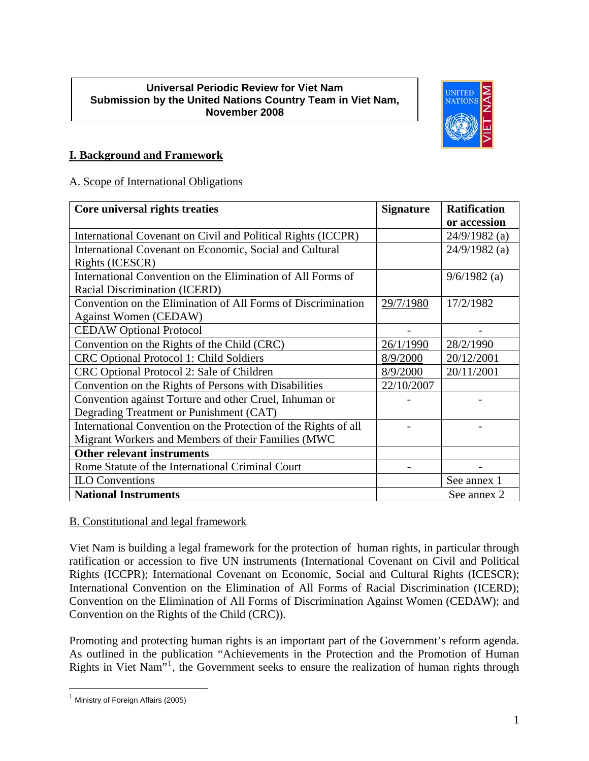**Universal Periodic Review for Viet Nam**
**Submission by the United Nations Country Team in Viet Nam, November 2008**

# I. Background and Framework

## A. Scope of International Obligations

| Core universal rights treaties | Signature | Ratification or accession |
|---|---|---|
| International Covenant on Civil and Political Rights (ICCPR) | | 24/9/1982 (a) |
| International Covenant on Economic, Social and Cultural Rights (ICESCR) | | 24/9/1982 (a) |
| International Convention on the Elimination of All Forms of Racial Discrimination (ICERD) | | 9/6/1982 (a) |
| Convention on the Elimination of All Forms of Discrimination Against Women (CEDAW) | 29/7/1980 | 17/2/1982 |
| CEDAW Optional Protocol | - | - |
| Convention on the Rights of the Child (CRC) | 26/1/1990 | 28/2/1990 |
| CRC Optional Protocol 1: Child Soldiers | 8/9/2000 | 20/12/2001 |
| CRC Optional Protocol 2: Sale of Children | 8/9/2000 | 20/11/2001 |
| Convention on the Rights of Persons with Disabilities | 22/10/2007 | |
| Convention against Torture and other Cruel, Inhuman or Degrading Treatment or Punishment (CAT) | - | - |
| International Convention on the Protection of the Rights of all Migrant Workers and Members of their Families (MWC | - | - |
| **Other relevant instruments** | | |
| Rome Statute of the International Criminal Court | - | - |
| ILO Conventions | | See annex 1 |
| **National Instruments** | See annex 2 | |

## B. Constitutional and legal framework

Viet Nam is building a legal framework for the protection of human rights, in particular through ratification or accession to five UN instruments (International Covenant on Civil and Political Rights (ICCPR); International Covenant on Economic, Social and Cultural Rights (ICESCR); International Convention on the Elimination of All Forms of Racial Discrimination (ICERD); Convention on the Elimination of All Forms of Discrimination Against Women (CEDAW); and Convention on the Rights of the Child (CRC)).

Promoting and protecting human rights is an important part of the Government's reform agenda. As outlined in the publication "Achievements in the Protection and the Promotion of Human Rights in Viet Nam"[1], the Government seeks to ensure the realization of human rights through

[1] Ministry of Foreign Affairs (2005)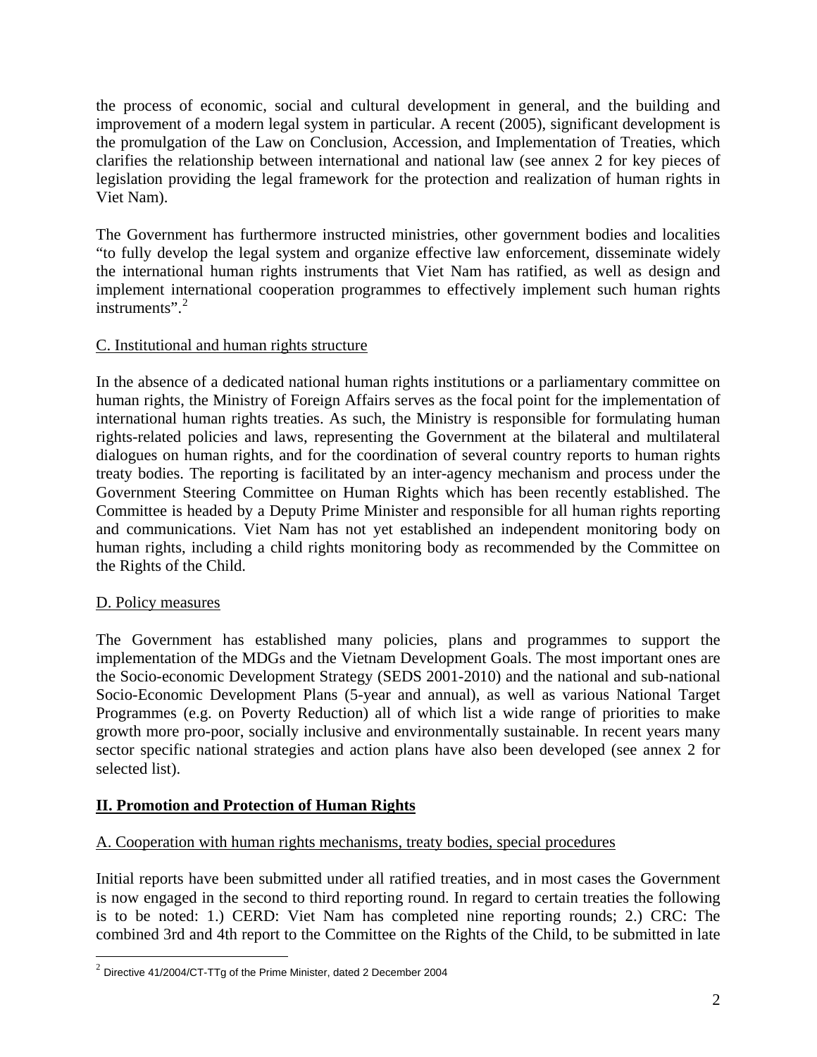the process of economic, social and cultural development in general, and the building and improvement of a modern legal system in particular. A recent (2005), significant development is the promulgation of the Law on Conclusion, Accession, and Implementation of Treaties, which clarifies the relationship between international and national law (see annex 2 for key pieces of legislation providing the legal framework for the protection and realization of human rights in Viet Nam).

The Government has furthermore instructed ministries, other government bodies and localities "to fully develop the legal system and organize effective law enforcement, disseminate widely the international human rights instruments that Viet Nam has ratified, as well as design and implement international cooperation programmes to effectively implement such human rights instruments".[2]

## C. Institutional and human rights structure

In the absence of a dedicated national human rights institutions or a parliamentary committee on human rights, the Ministry of Foreign Affairs serves as the focal point for the implementation of international human rights treaties. As such, the Ministry is responsible for formulating human rights-related policies and laws, representing the Government at the bilateral and multilateral dialogues on human rights, and for the coordination of several country reports to human rights treaty bodies. The reporting is facilitated by an inter-agency mechanism and process under the Government Steering Committee on Human Rights which has been recently established. The Committee is headed by a Deputy Prime Minister and responsible for all human rights reporting and communications. Viet Nam has not yet established an independent monitoring body on human rights, including a child rights monitoring body as recommended by the Committee on the Rights of the Child.

## D. Policy measures

The Government has established many policies, plans and programmes to support the implementation of the MDGs and the Vietnam Development Goals. The most important ones are the Socio-economic Development Strategy (SEDS 2001-2010) and the national and sub-national Socio-Economic Development Plans (5-year and annual), as well as various National Target Programmes (e.g. on Poverty Reduction) all of which list a wide range of priorities to make growth more pro-poor, socially inclusive and environmentally sustainable. In recent years many sector specific national strategies and action plans have also been developed (see annex 2 for selected list).

# II. Promotion and Protection of Human Rights

## A. Cooperation with human rights mechanisms, treaty bodies, special procedures

Initial reports have been submitted under all ratified treaties, and in most cases the Government is now engaged in the second to third reporting round. In regard to certain treaties the following is to be noted: 1.) CERD: Viet Nam has completed nine reporting rounds; 2.) CRC: The combined 3rd and 4th report to the Committee on the Rights of the Child, to be submitted in late

---

[2] Directive 41/2004/CT-TTg of the Prime Minister, dated 2 December 2004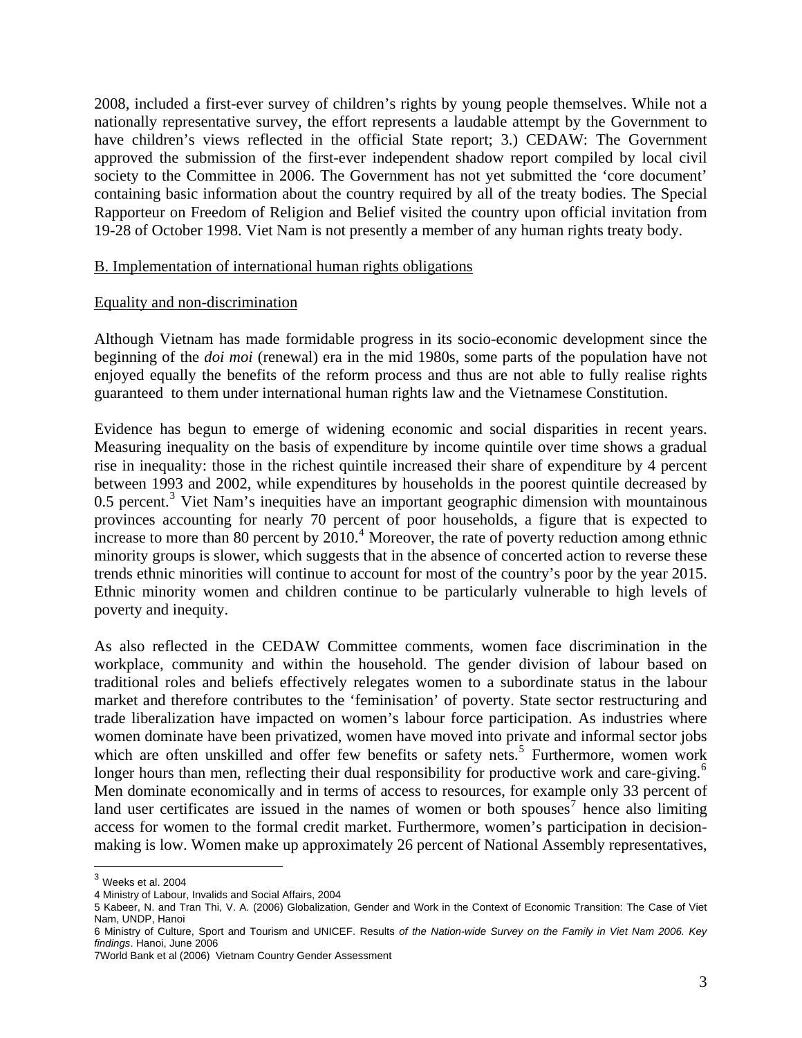2008, included a first-ever survey of children's rights by young people themselves. While not a nationally representative survey, the effort represents a laudable attempt by the Government to have children's views reflected in the official State report; 3.) CEDAW: The Government approved the submission of the first-ever independent shadow report compiled by local civil society to the Committee in 2006. The Government has not yet submitted the 'core document' containing basic information about the country required by all of the treaty bodies. The Special Rapporteur on Freedom of Religion and Belief visited the country upon official invitation from 19-28 of October 1998. Viet Nam is not presently a member of any human rights treaty body.

## B. Implementation of international human rights obligations

### Equality and non-discrimination

Although Vietnam has made formidable progress in its socio-economic development since the beginning of the *doi moi* (renewal) era in the mid 1980s, some parts of the population have not enjoyed equally the benefits of the reform process and thus are not able to fully realise rights guaranteed to them under international human rights law and the Vietnamese Constitution.

Evidence has begun to emerge of widening economic and social disparities in recent years. Measuring inequality on the basis of expenditure by income quintile over time shows a gradual rise in inequality: those in the richest quintile increased their share of expenditure by 4 percent between 1993 and 2002, while expenditures by households in the poorest quintile decreased by 0.5 percent.[3] Viet Nam's inequities have an important geographic dimension with mountainous provinces accounting for nearly 70 percent of poor households, a figure that is expected to increase to more than 80 percent by 2010.[4] Moreover, the rate of poverty reduction among ethnic minority groups is slower, which suggests that in the absence of concerted action to reverse these trends ethnic minorities will continue to account for most of the country's poor by the year 2015. Ethnic minority women and children continue to be particularly vulnerable to high levels of poverty and inequity.

As also reflected in the CEDAW Committee comments, women face discrimination in the workplace, community and within the household. The gender division of labour based on traditional roles and beliefs effectively relegates women to a subordinate status in the labour market and therefore contributes to the 'feminisation' of poverty. State sector restructuring and trade liberalization have impacted on women's labour force participation. As industries where women dominate have been privatized, women have moved into private and informal sector jobs which are often unskilled and offer few benefits or safety nets.[5] Furthermore, women work longer hours than men, reflecting their dual responsibility for productive work and care-giving.[6] Men dominate economically and in terms of access to resources, for example only 33 percent of land user certificates are issued in the names of women or both spouses[7] hence also limiting access for women to the formal credit market. Furthermore, women's participation in decision-making is low. Women make up approximately 26 percent of National Assembly representatives,

---

[3] Weeks et al. 2004

[4] Ministry of Labour, Invalids and Social Affairs, 2004

[5] Kabeer, N. and Tran Thi, V. A. (2006) Globalization, Gender and Work in the Context of Economic Transition: The Case of Viet Nam, UNDP, Hanoi

[6] Ministry of Culture, Sport and Tourism and UNICEF. Results *of the Nation-wide Survey on the Family in Viet Nam 2006. Key findings*. Hanoi, June 2006

[7] World Bank et al (2006) Vietnam Country Gender Assessment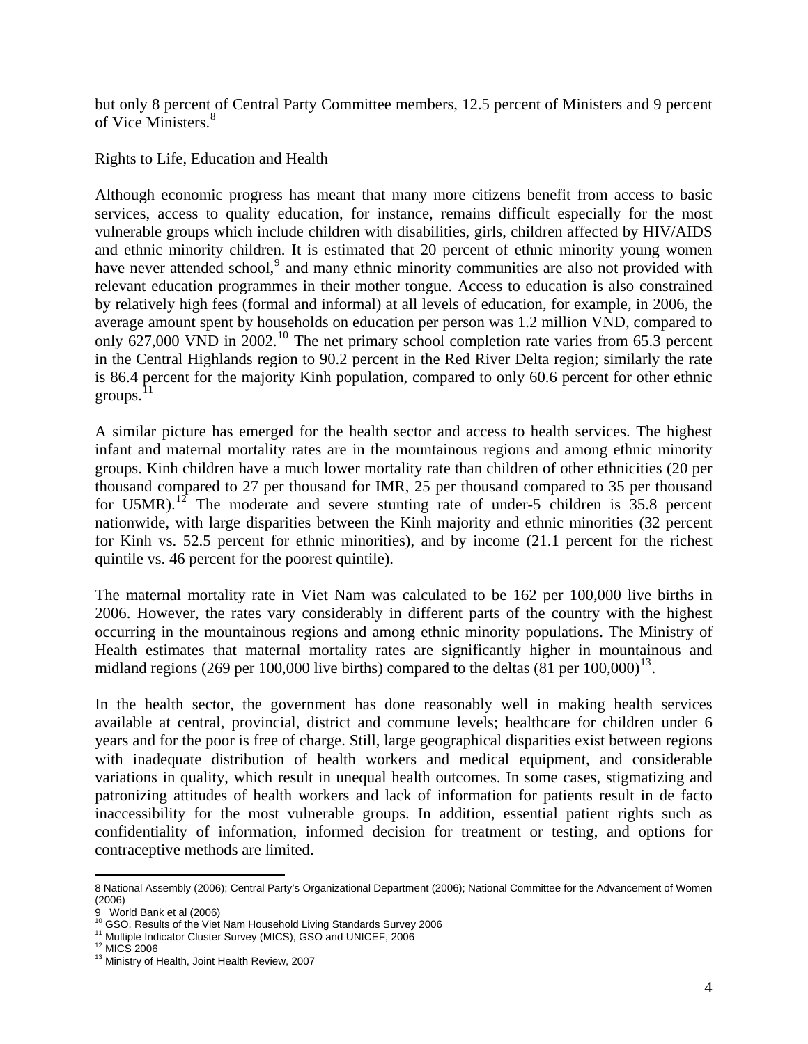but only 8 percent of Central Party Committee members, 12.5 percent of Ministers and 9 percent of Vice Ministers.[8]

Rights to Life, Education and Health

Although economic progress has meant that many more citizens benefit from access to basic services, access to quality education, for instance, remains difficult especially for the most vulnerable groups which include children with disabilities, girls, children affected by HIV/AIDS and ethnic minority children. It is estimated that 20 percent of ethnic minority young women have never attended school,[9] and many ethnic minority communities are also not provided with relevant education programmes in their mother tongue. Access to education is also constrained by relatively high fees (formal and informal) at all levels of education, for example, in 2006, the average amount spent by households on education per person was 1.2 million VND, compared to only 627,000 VND in 2002.[10] The net primary school completion rate varies from 65.3 percent in the Central Highlands region to 90.2 percent in the Red River Delta region; similarly the rate is 86.4 percent for the majority Kinh population, compared to only 60.6 percent for other ethnic groups.[11]

A similar picture has emerged for the health sector and access to health services. The highest infant and maternal mortality rates are in the mountainous regions and among ethnic minority groups. Kinh children have a much lower mortality rate than children of other ethnicities (20 per thousand compared to 27 per thousand for IMR, 25 per thousand compared to 35 per thousand for U5MR).[12] The moderate and severe stunting rate of under-5 children is 35.8 percent nationwide, with large disparities between the Kinh majority and ethnic minorities (32 percent for Kinh vs. 52.5 percent for ethnic minorities), and by income (21.1 percent for the richest quintile vs. 46 percent for the poorest quintile).

The maternal mortality rate in Viet Nam was calculated to be 162 per 100,000 live births in 2006. However, the rates vary considerably in different parts of the country with the highest occurring in the mountainous regions and among ethnic minority populations. The Ministry of Health estimates that maternal mortality rates are significantly higher in mountainous and midland regions (269 per 100,000 live births) compared to the deltas (81 per 100,000)[13].

In the health sector, the government has done reasonably well in making health services available at central, provincial, district and commune levels; healthcare for children under 6 years and for the poor is free of charge. Still, large geographical disparities exist between regions with inadequate distribution of health workers and medical equipment, and considerable variations in quality, which result in unequal health outcomes. In some cases, stigmatizing and patronizing attitudes of health workers and lack of information for patients result in de facto inaccessibility for the most vulnerable groups. In addition, essential patient rights such as confidentiality of information, informed decision for treatment or testing, and options for contraceptive methods are limited.

---

8 National Assembly (2006); Central Party's Organizational Department (2006); National Committee for the Advancement of Women (2006)

9 World Bank et al (2006)

10 GSO, Results of the Viet Nam Household Living Standards Survey 2006

11 Multiple Indicator Cluster Survey (MICS), GSO and UNICEF, 2006

12 MICS 2006

13 Ministry of Health, Joint Health Review, 2007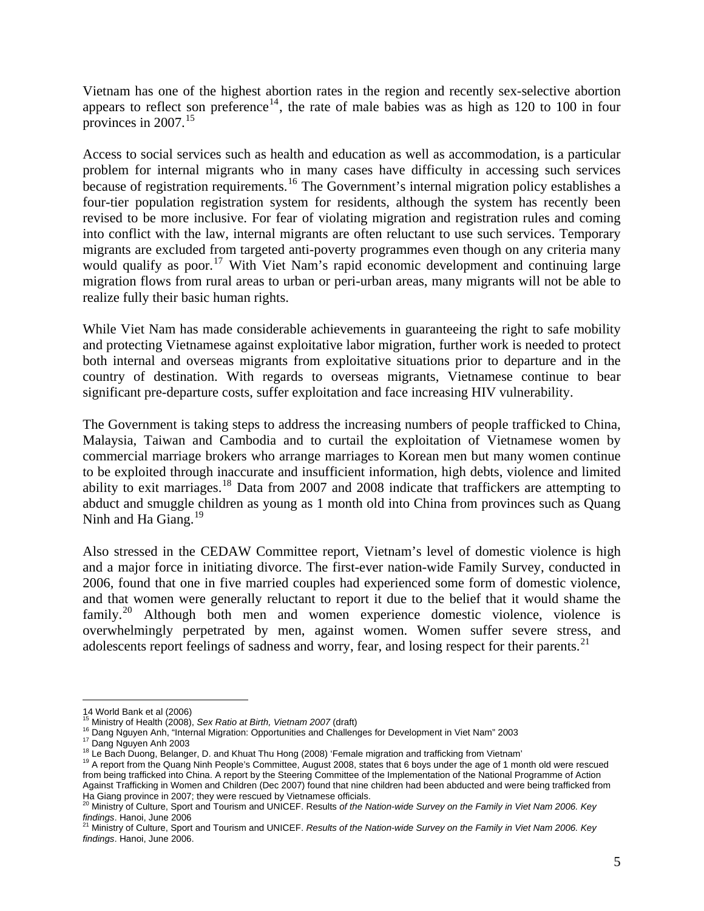Vietnam has one of the highest abortion rates in the region and recently sex-selective abortion appears to reflect son preference[14], the rate of male babies was as high as 120 to 100 in four provinces in 2007.[15]

Access to social services such as health and education as well as accommodation, is a particular problem for internal migrants who in many cases have difficulty in accessing such services because of registration requirements.[16] The Government's internal migration policy establishes a four-tier population registration system for residents, although the system has recently been revised to be more inclusive. For fear of violating migration and registration rules and coming into conflict with the law, internal migrants are often reluctant to use such services. Temporary migrants are excluded from targeted anti-poverty programmes even though on any criteria many would qualify as poor.[17] With Viet Nam's rapid economic development and continuing large migration flows from rural areas to urban or peri-urban areas, many migrants will not be able to realize fully their basic human rights.

While Viet Nam has made considerable achievements in guaranteeing the right to safe mobility and protecting Vietnamese against exploitative labor migration, further work is needed to protect both internal and overseas migrants from exploitative situations prior to departure and in the country of destination. With regards to overseas migrants, Vietnamese continue to bear significant pre-departure costs, suffer exploitation and face increasing HIV vulnerability.

The Government is taking steps to address the increasing numbers of people trafficked to China, Malaysia, Taiwan and Cambodia and to curtail the exploitation of Vietnamese women by commercial marriage brokers who arrange marriages to Korean men but many women continue to be exploited through inaccurate and insufficient information, high debts, violence and limited ability to exit marriages.[18] Data from 2007 and 2008 indicate that traffickers are attempting to abduct and smuggle children as young as 1 month old into China from provinces such as Quang Ninh and Ha Giang.[19]

Also stressed in the CEDAW Committee report, Vietnam's level of domestic violence is high and a major force in initiating divorce. The first-ever nation-wide Family Survey, conducted in 2006, found that one in five married couples had experienced some form of domestic violence, and that women were generally reluctant to report it due to the belief that it would shame the family.[20] Although both men and women experience domestic violence, violence is overwhelmingly perpetrated by men, against women. Women suffer severe stress, and adolescents report feelings of sadness and worry, fear, and losing respect for their parents.[21]

---

14 World Bank et al (2006)

15 Ministry of Health (2008), *Sex Ratio at Birth, Vietnam 2007* (draft)

16 Dang Nguyen Anh, "Internal Migration: Opportunities and Challenges for Development in Viet Nam" 2003

17 Dang Nguyen Anh 2003

18 Le Bach Duong, Belanger, D. and Khuat Thu Hong (2008) 'Female migration and trafficking from Vietnam'

19 A report from the Quang Ninh People's Committee, August 2008, states that 6 boys under the age of 1 month old were rescued from being trafficked into China. A report by the Steering Committee of the Implementation of the National Programme of Action Against Trafficking in Women and Children (Dec 2007) found that nine children had been abducted and were being trafficked from Ha Giang province in 2007; they were rescued by Vietnamese officials.

20 Ministry of Culture, Sport and Tourism and UNICEF. Results *of the Nation-wide Survey on the Family in Viet Nam 2006. Key findings*. Hanoi, June 2006

21 Ministry of Culture, Sport and Tourism and UNICEF. *Results of the Nation-wide Survey on the Family in Viet Nam 2006. Key findings*. Hanoi, June 2006.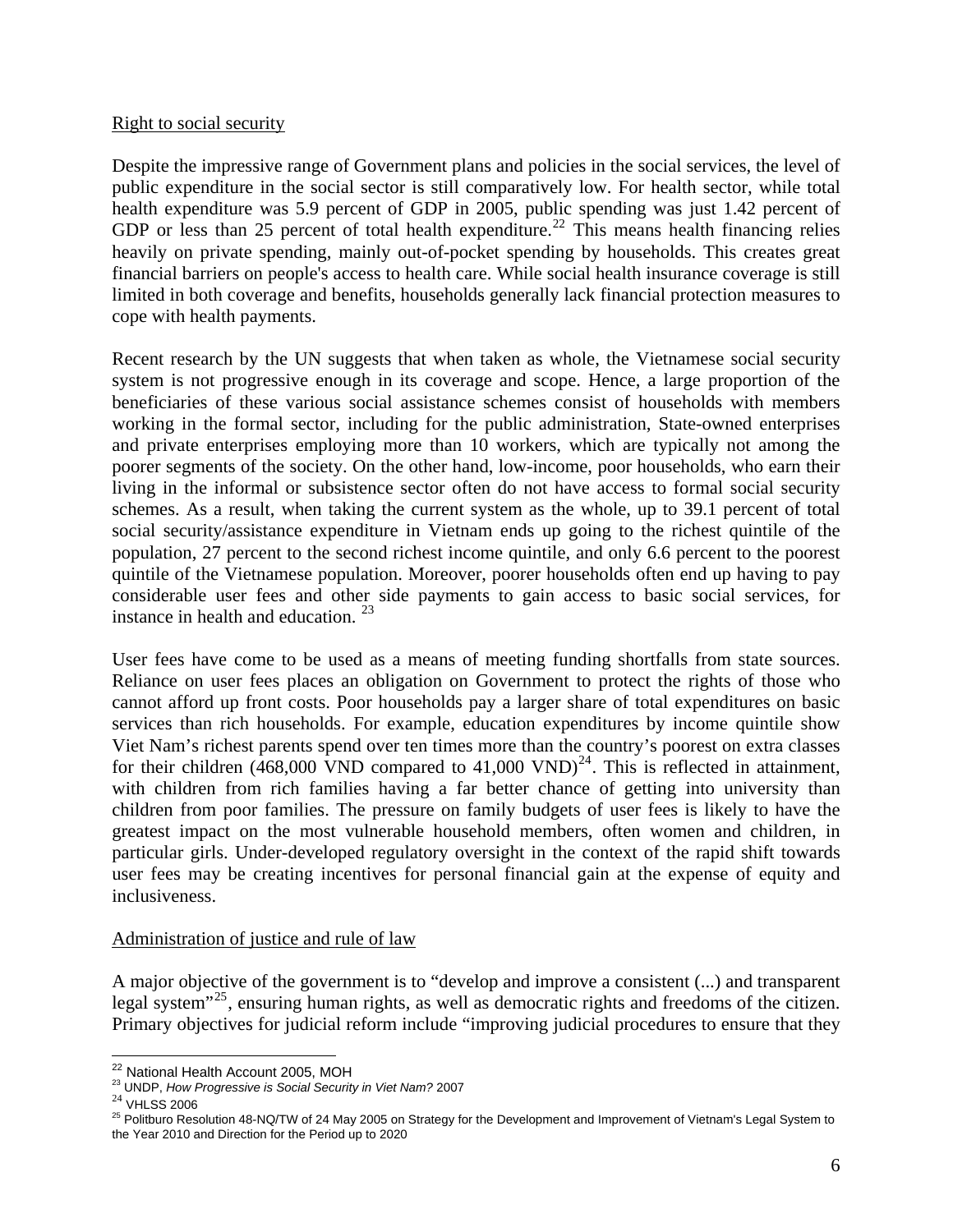Right to social security

Despite the impressive range of Government plans and policies in the social services, the level of public expenditure in the social sector is still comparatively low. For health sector, while total health expenditure was 5.9 percent of GDP in 2005, public spending was just 1.42 percent of GDP or less than 25 percent of total health expenditure.[22] This means health financing relies heavily on private spending, mainly out-of-pocket spending by households. This creates great financial barriers on people's access to health care. While social health insurance coverage is still limited in both coverage and benefits, households generally lack financial protection measures to cope with health payments.

Recent research by the UN suggests that when taken as whole, the Vietnamese social security system is not progressive enough in its coverage and scope. Hence, a large proportion of the beneficiaries of these various social assistance schemes consist of households with members working in the formal sector, including for the public administration, State-owned enterprises and private enterprises employing more than 10 workers, which are typically not among the poorer segments of the society. On the other hand, low-income, poor households, who earn their living in the informal or subsistence sector often do not have access to formal social security schemes. As a result, when taking the current system as the whole, up to 39.1 percent of total social security/assistance expenditure in Vietnam ends up going to the richest quintile of the population, 27 percent to the second richest income quintile, and only 6.6 percent to the poorest quintile of the Vietnamese population. Moreover, poorer households often end up having to pay considerable user fees and other side payments to gain access to basic social services, for instance in health and education. [23]

User fees have come to be used as a means of meeting funding shortfalls from state sources. Reliance on user fees places an obligation on Government to protect the rights of those who cannot afford up front costs. Poor households pay a larger share of total expenditures on basic services than rich households. For example, education expenditures by income quintile show Viet Nam's richest parents spend over ten times more than the country's poorest on extra classes for their children (468,000 VND compared to 41,000 VND)[24]. This is reflected in attainment, with children from rich families having a far better chance of getting into university than children from poor families. The pressure on family budgets of user fees is likely to have the greatest impact on the most vulnerable household members, often women and children, in particular girls. Under-developed regulatory oversight in the context of the rapid shift towards user fees may be creating incentives for personal financial gain at the expense of equity and inclusiveness.

Administration of justice and rule of law

A major objective of the government is to "develop and improve a consistent (...) and transparent legal system"[25], ensuring human rights, as well as democratic rights and freedoms of the citizen. Primary objectives for judicial reform include "improving judicial procedures to ensure that they

[22] National Health Account 2005, MOH

[23] UNDP, *How Progressive is Social Security in Viet Nam?* 2007

[24] VHLSS 2006

[25] Politburo Resolution 48-NQ/TW of 24 May 2005 on Strategy for the Development and Improvement of Vietnam's Legal System to the Year 2010 and Direction for the Period up to 2020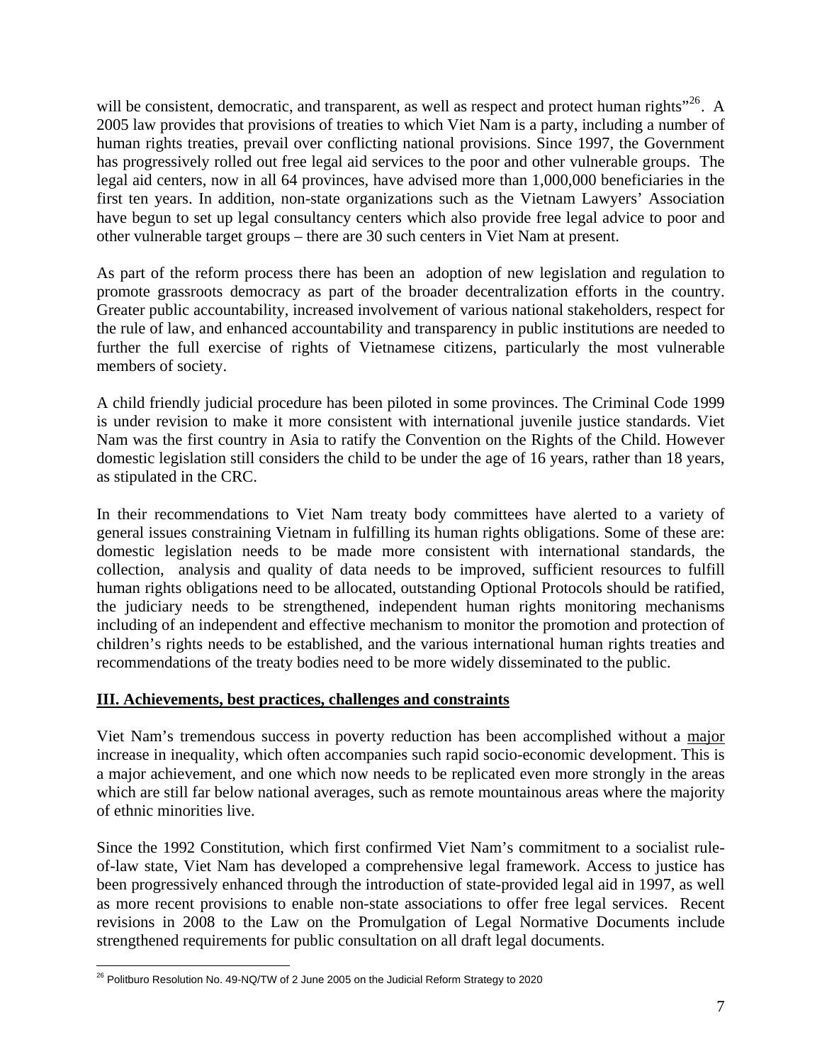will be consistent, democratic, and transparent, as well as respect and protect human rights"[26]. A 2005 law provides that provisions of treaties to which Viet Nam is a party, including a number of human rights treaties, prevail over conflicting national provisions. Since 1997, the Government has progressively rolled out free legal aid services to the poor and other vulnerable groups. The legal aid centers, now in all 64 provinces, have advised more than 1,000,000 beneficiaries in the first ten years. In addition, non-state organizations such as the Vietnam Lawyers' Association have begun to set up legal consultancy centers which also provide free legal advice to poor and other vulnerable target groups – there are 30 such centers in Viet Nam at present.

As part of the reform process there has been an adoption of new legislation and regulation to promote grassroots democracy as part of the broader decentralization efforts in the country. Greater public accountability, increased involvement of various national stakeholders, respect for the rule of law, and enhanced accountability and transparency in public institutions are needed to further the full exercise of rights of Vietnamese citizens, particularly the most vulnerable members of society.

A child friendly judicial procedure has been piloted in some provinces. The Criminal Code 1999 is under revision to make it more consistent with international juvenile justice standards. Viet Nam was the first country in Asia to ratify the Convention on the Rights of the Child. However domestic legislation still considers the child to be under the age of 16 years, rather than 18 years, as stipulated in the CRC.

In their recommendations to Viet Nam treaty body committees have alerted to a variety of general issues constraining Vietnam in fulfilling its human rights obligations. Some of these are: domestic legislation needs to be made more consistent with international standards, the collection, analysis and quality of data needs to be improved, sufficient resources to fulfill human rights obligations need to be allocated, outstanding Optional Protocols should be ratified, the judiciary needs to be strengthened, independent human rights monitoring mechanisms including of an independent and effective mechanism to monitor the promotion and protection of children's rights needs to be established, and the various international human rights treaties and recommendations of the treaty bodies need to be more widely disseminated to the public.

## III. Achievements, best practices, challenges and constraints

Viet Nam's tremendous success in poverty reduction has been accomplished without a major increase in inequality, which often accompanies such rapid socio-economic development. This is a major achievement, and one which now needs to be replicated even more strongly in the areas which are still far below national averages, such as remote mountainous areas where the majority of ethnic minorities live.

Since the 1992 Constitution, which first confirmed Viet Nam's commitment to a socialist rule-of-law state, Viet Nam has developed a comprehensive legal framework. Access to justice has been progressively enhanced through the introduction of state-provided legal aid in 1997, as well as more recent provisions to enable non-state associations to offer free legal services. Recent revisions in 2008 to the Law on the Promulgation of Legal Normative Documents include strengthened requirements for public consultation on all draft legal documents.

---

[26] Politburo Resolution No. 49-NQ/TW of 2 June 2005 on the Judicial Reform Strategy to 2020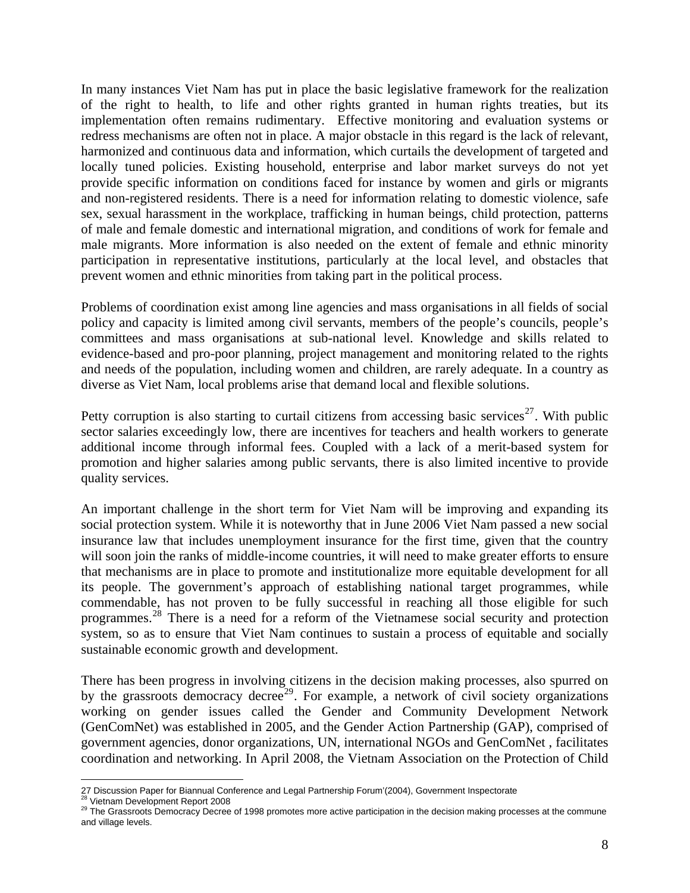In many instances Viet Nam has put in place the basic legislative framework for the realization of the right to health, to life and other rights granted in human rights treaties, but its implementation often remains rudimentary. Effective monitoring and evaluation systems or redress mechanisms are often not in place. A major obstacle in this regard is the lack of relevant, harmonized and continuous data and information, which curtails the development of targeted and locally tuned policies. Existing household, enterprise and labor market surveys do not yet provide specific information on conditions faced for instance by women and girls or migrants and non-registered residents. There is a need for information relating to domestic violence, safe sex, sexual harassment in the workplace, trafficking in human beings, child protection, patterns of male and female domestic and international migration, and conditions of work for female and male migrants. More information is also needed on the extent of female and ethnic minority participation in representative institutions, particularly at the local level, and obstacles that prevent women and ethnic minorities from taking part in the political process.

Problems of coordination exist among line agencies and mass organisations in all fields of social policy and capacity is limited among civil servants, members of the people's councils, people's committees and mass organisations at sub-national level. Knowledge and skills related to evidence-based and pro-poor planning, project management and monitoring related to the rights and needs of the population, including women and children, are rarely adequate. In a country as diverse as Viet Nam, local problems arise that demand local and flexible solutions.

Petty corruption is also starting to curtail citizens from accessing basic services[27]. With public sector salaries exceedingly low, there are incentives for teachers and health workers to generate additional income through informal fees. Coupled with a lack of a merit-based system for promotion and higher salaries among public servants, there is also limited incentive to provide quality services.

An important challenge in the short term for Viet Nam will be improving and expanding its social protection system. While it is noteworthy that in June 2006 Viet Nam passed a new social insurance law that includes unemployment insurance for the first time, given that the country will soon join the ranks of middle-income countries, it will need to make greater efforts to ensure that mechanisms are in place to promote and institutionalize more equitable development for all its people. The government's approach of establishing national target programmes, while commendable, has not proven to be fully successful in reaching all those eligible for such programmes.[28] There is a need for a reform of the Vietnamese social security and protection system, so as to ensure that Viet Nam continues to sustain a process of equitable and socially sustainable economic growth and development.

There has been progress in involving citizens in the decision making processes, also spurred on by the grassroots democracy decree[29]. For example, a network of civil society organizations working on gender issues called the Gender and Community Development Network (GenComNet) was established in 2005, and the Gender Action Partnership (GAP), comprised of government agencies, donor organizations, UN, international NGOs and GenComNet , facilitates coordination and networking. In April 2008, the Vietnam Association on the Protection of Child

---

27 Discussion Paper for Biannual Conference and Legal Partnership Forum'(2004), Government Inspectorate

[28] Vietnam Development Report 2008

[29] The Grassroots Democracy Decree of 1998 promotes more active participation in the decision making processes at the commune and village levels.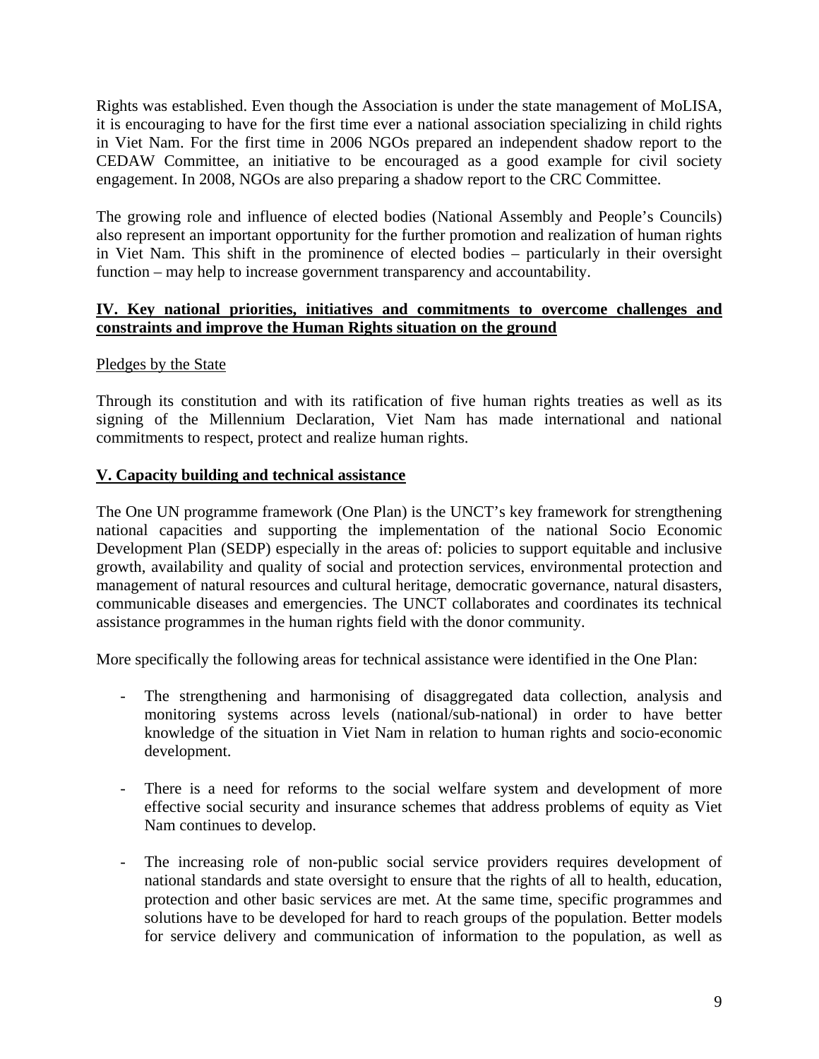Rights was established. Even though the Association is under the state management of MoLISA, it is encouraging to have for the first time ever a national association specializing in child rights in Viet Nam. For the first time in 2006 NGOs prepared an independent shadow report to the CEDAW Committee, an initiative to be encouraged as a good example for civil society engagement. In 2008, NGOs are also preparing a shadow report to the CRC Committee.

The growing role and influence of elected bodies (National Assembly and People's Councils) also represent an important opportunity for the further promotion and realization of human rights in Viet Nam. This shift in the prominence of elected bodies – particularly in their oversight function – may help to increase government transparency and accountability.

## IV. Key national priorities, initiatives and commitments to overcome challenges and constraints and improve the Human Rights situation on the ground

Pledges by the State

Through its constitution and with its ratification of five human rights treaties as well as its signing of the Millennium Declaration, Viet Nam has made international and national commitments to respect, protect and realize human rights.

## V. Capacity building and technical assistance

The One UN programme framework (One Plan) is the UNCT's key framework for strengthening national capacities and supporting the implementation of the national Socio Economic Development Plan (SEDP) especially in the areas of: policies to support equitable and inclusive growth, availability and quality of social and protection services, environmental protection and management of natural resources and cultural heritage, democratic governance, natural disasters, communicable diseases and emergencies. The UNCT collaborates and coordinates its technical assistance programmes in the human rights field with the donor community.

More specifically the following areas for technical assistance were identified in the One Plan:

- The strengthening and harmonising of disaggregated data collection, analysis and monitoring systems across levels (national/sub-national) in order to have better knowledge of the situation in Viet Nam in relation to human rights and socio-economic development.

- There is a need for reforms to the social welfare system and development of more effective social security and insurance schemes that address problems of equity as Viet Nam continues to develop.

- The increasing role of non-public social service providers requires development of national standards and state oversight to ensure that the rights of all to health, education, protection and other basic services are met. At the same time, specific programmes and solutions have to be developed for hard to reach groups of the population. Better models for service delivery and communication of information to the population, as well as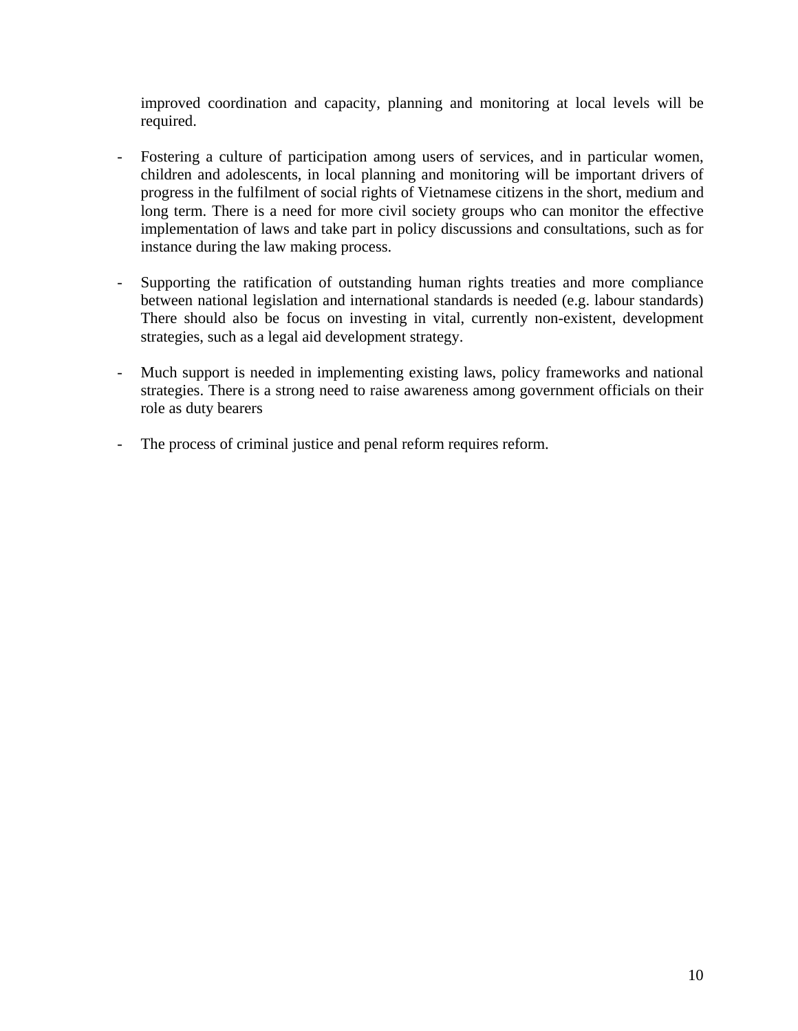improved coordination and capacity, planning and monitoring at local levels will be required.

- Fostering a culture of participation among users of services, and in particular women, children and adolescents, in local planning and monitoring will be important drivers of progress in the fulfilment of social rights of Vietnamese citizens in the short, medium and long term. There is a need for more civil society groups who can monitor the effective implementation of laws and take part in policy discussions and consultations, such as for instance during the law making process.

- Supporting the ratification of outstanding human rights treaties and more compliance between national legislation and international standards is needed (e.g. labour standards) There should also be focus on investing in vital, currently non-existent, development strategies, such as a legal aid development strategy.

- Much support is needed in implementing existing laws, policy frameworks and national strategies. There is a strong need to raise awareness among government officials on their role as duty bearers

- The process of criminal justice and penal reform requires reform.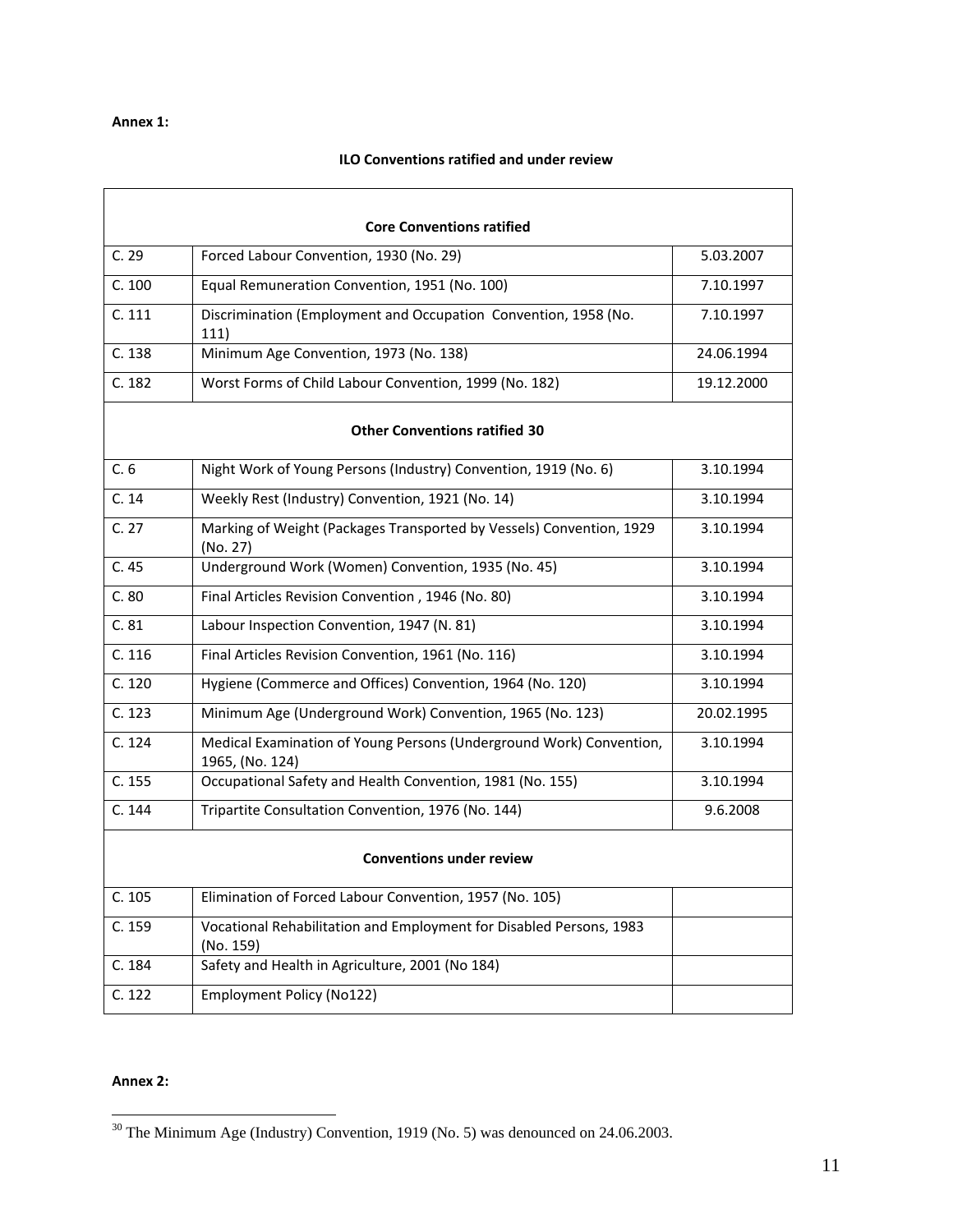**Annex 1:**

**ILO Conventions ratified and under review**

| | | |
|---|---|---|
| **Core Conventions ratified** | | |
| C. 29 | Forced Labour Convention, 1930 (No. 29) | 5.03.2007 |
| C. 100 | Equal Remuneration Convention, 1951 (No. 100) | 7.10.1997 |
| C. 111 | Discrimination (Employment and Occupation Convention, 1958 (No. 111) | 7.10.1997 |
| C. 138 | Minimum Age Convention, 1973 (No. 138) | 24.06.1994 |
| C. 182 | Worst Forms of Child Labour Convention, 1999 (No. 182) | 19.12.2000 |
| **Other Conventions ratified [30]** | | |
| C. 6 | Night Work of Young Persons (Industry) Convention, 1919 (No. 6) | 3.10.1994 |
| C. 14 | Weekly Rest (Industry) Convention, 1921 (No. 14) | 3.10.1994 |
| C. 27 | Marking of Weight (Packages Transported by Vessels) Convention, 1929 (No. 27) | 3.10.1994 |
| C. 45 | Underground Work (Women) Convention, 1935 (No. 45) | 3.10.1994 |
| C. 80 | Final Articles Revision Convention , 1946 (No. 80) | 3.10.1994 |
| C. 81 | Labour Inspection Convention, 1947 (N. 81) | 3.10.1994 |
| C. 116 | Final Articles Revision Convention, 1961 (No. 116) | 3.10.1994 |
| C. 120 | Hygiene (Commerce and Offices) Convention, 1964 (No. 120) | 3.10.1994 |
| C. 123 | Minimum Age (Underground Work) Convention, 1965 (No. 123) | 20.02.1995 |
| C. 124 | Medical Examination of Young Persons (Underground Work) Convention, 1965, (No. 124) | 3.10.1994 |
| C. 155 | Occupational Safety and Health Convention, 1981 (No. 155) | 3.10.1994 |
| C. 144 | Tripartite Consultation Convention, 1976 (No. 144) | 9.6.2008 |
| **Conventions under review** | | |
| C. 105 | Elimination of Forced Labour Convention, 1957 (No. 105) | |
| C. 159 | Vocational Rehabilitation and Employment for Disabled Persons, 1983 (No. 159) | |
| C. 184 | Safety and Health in Agriculture, 2001 (No 184) | |
| C. 122 | Employment Policy (No122) | |

**Annex 2:**

[30] The Minimum Age (Industry) Convention, 1919 (No. 5) was denounced on 24.06.2003.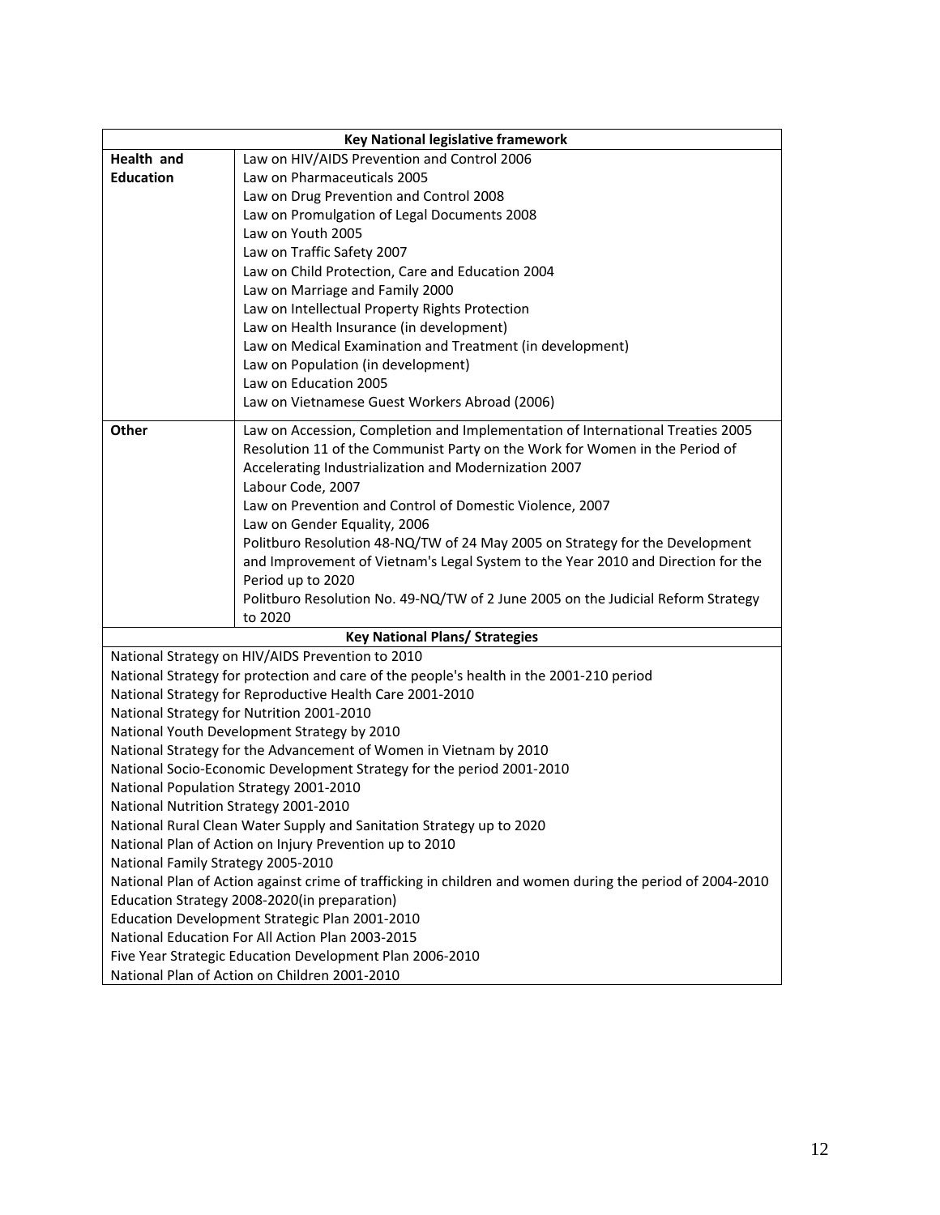| Key National legislative framework | |
|---|---|
| **Health and Education** | Law on HIV/AIDS Prevention and Control 2006<br>Law on Pharmaceuticals 2005<br>Law on Drug Prevention and Control 2008<br>Law on Promulgation of Legal Documents 2008<br>Law on Youth 2005<br>Law on Traffic Safety 2007<br>Law on Child Protection, Care and Education 2004<br>Law on Marriage and Family 2000<br>Law on Intellectual Property Rights Protection<br>Law on Health Insurance (in development)<br>Law on Medical Examination and Treatment (in development)<br>Law on Population (in development)<br>Law on Education 2005<br>Law on Vietnamese Guest Workers Abroad (2006) |
| **Other** | Law on Accession, Completion and Implementation of International Treaties 2005<br>Resolution 11 of the Communist Party on the Work for Women in the Period of Accelerating Industrialization and Modernization 2007<br>Labour Code, 2007<br>Law on Prevention and Control of Domestic Violence, 2007<br>Law on Gender Equality, 2006<br>Politburo Resolution 48-NQ/TW of 24 May 2005 on Strategy for the Development and Improvement of Vietnam's Legal System to the Year 2010 and Direction for the Period up to 2020<br>Politburo Resolution No. 49-NQ/TW of 2 June 2005 on the Judicial Reform Strategy to 2020 |

| Key National Plans/ Strategies |
|---|
| National Strategy on HIV/AIDS Prevention to 2010 |
| National Strategy for protection and care of the people's health in the 2001-210 period |
| National Strategy for Reproductive Health Care 2001-2010 |
| National Strategy for Nutrition 2001-2010 |
| National Youth Development Strategy by 2010 |
| National Strategy for the Advancement of Women in Vietnam by 2010 |
| National Socio-Economic Development Strategy for the period 2001-2010 |
| National Population Strategy 2001-2010 |
| National Nutrition Strategy 2001-2010 |
| National Rural Clean Water Supply and Sanitation Strategy up to 2020 |
| National Plan of Action on Injury Prevention up to 2010 |
| National Family Strategy 2005-2010 |
| National Plan of Action against crime of trafficking in children and women during the period of 2004-2010 |
| Education Strategy 2008-2020(in preparation) |
| Education Development Strategic Plan 2001-2010 |
| National Education For All Action Plan 2003-2015 |
| Five Year Strategic Education Development Plan 2006-2010 |
| National Plan of Action on Children 2001-2010 |